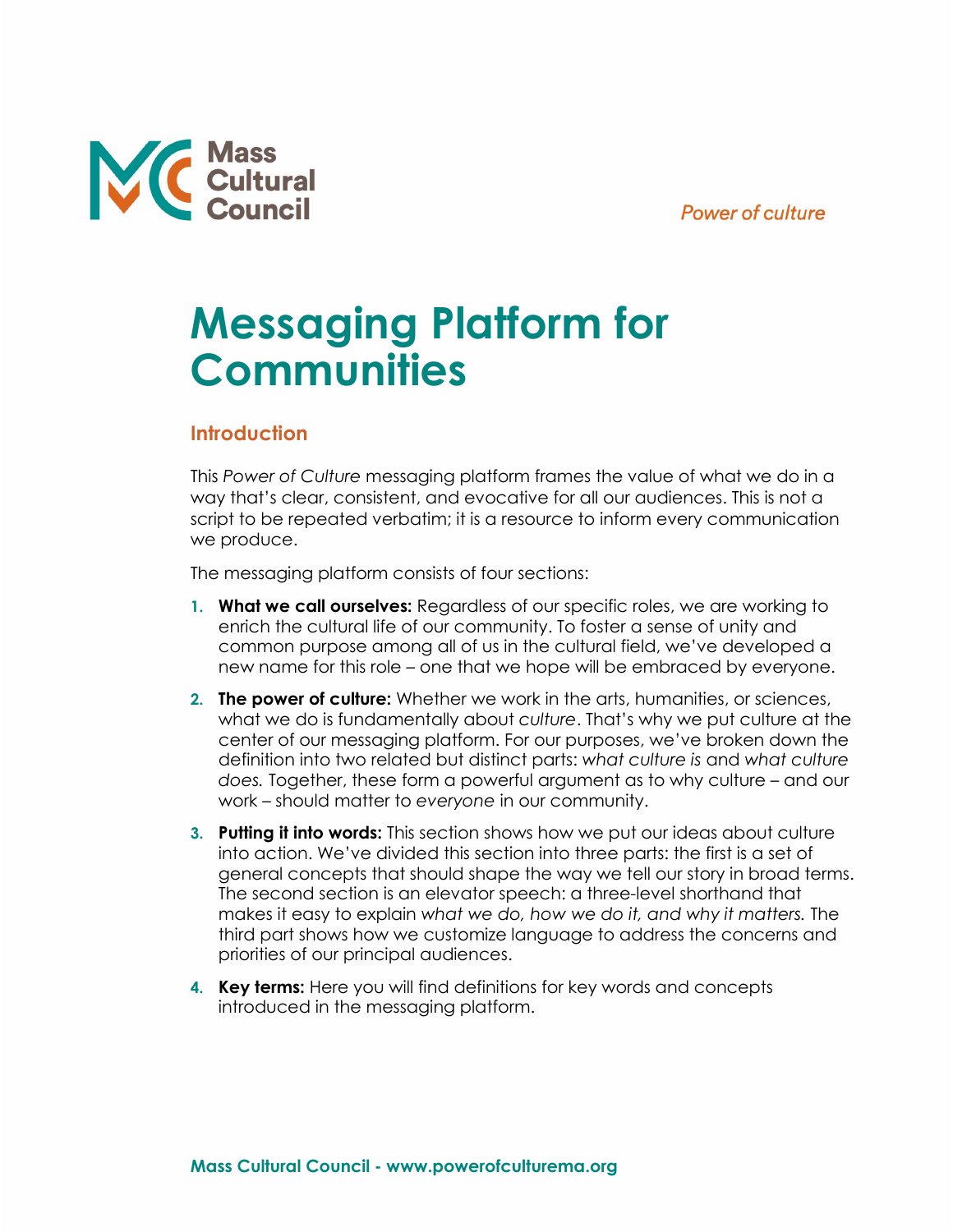Mass Cultural Council

*Power of culture*

# Messaging Platform for Communities

## Introduction

This *Power of Culture* messaging platform frames the value of what we do in a way that's clear, consistent, and evocative for all our audiences. This is not a script to be repeated verbatim; it is a resource to inform every communication we produce.

The messaging platform consists of four sections:

1. **What we call ourselves:** Regardless of our specific roles, we are working to enrich the cultural life of our community. To foster a sense of unity and common purpose among all of us in the cultural field, we've developed a new name for this role – one that we hope will be embraced by everyone.
2. **The power of culture:** Whether we work in the arts, humanities, or sciences, what we do is fundamentally about *culture*. That's why we put culture at the center of our messaging platform. For our purposes, we've broken down the definition into two related but distinct parts: *what culture is* and *what culture does.* Together, these form a powerful argument as to why culture – and our work – should matter to *everyone* in our community.
3. **Putting it into words:** This section shows how we put our ideas about culture into action. We've divided this section into three parts: the first is a set of general concepts that should shape the way we tell our story in broad terms. The second section is an elevator speech: a three-level shorthand that makes it easy to explain *what we do, how we do it, and why it matters.* The third part shows how we customize language to address the concerns and priorities of our principal audiences.
4. **Key terms:** Here you will find definitions for key words and concepts introduced in the messaging platform.

Mass Cultural Council - www.powerofculturema.org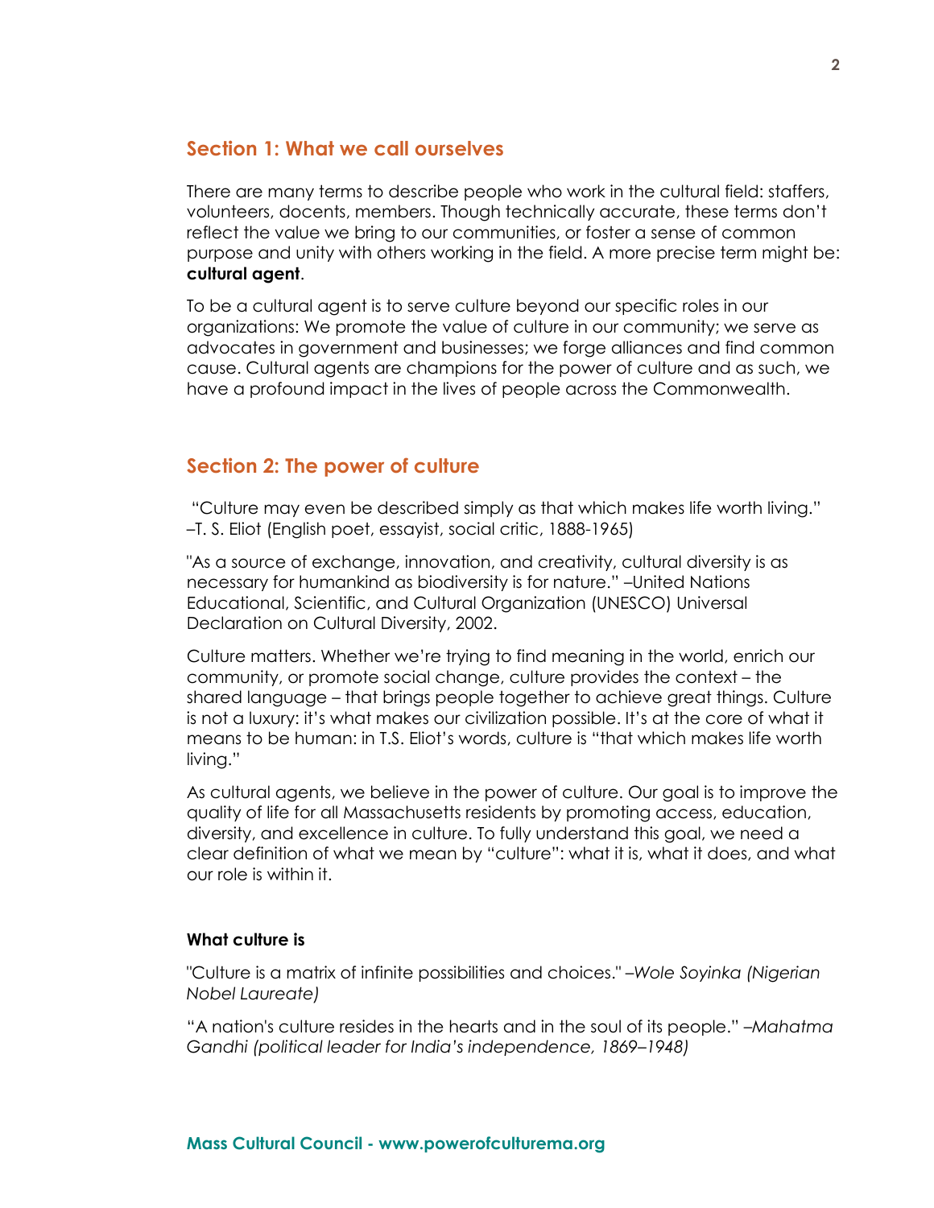## Section 1: What we call ourselves

There are many terms to describe people who work in the cultural field: staffers, volunteers, docents, members. Though technically accurate, these terms don't reflect the value we bring to our communities, or foster a sense of common purpose and unity with others working in the field. A more precise term might be: **cultural agent**.

To be a cultural agent is to serve culture beyond our specific roles in our organizations: We promote the value of culture in our community; we serve as advocates in government and businesses; we forge alliances and find common cause. Cultural agents are champions for the power of culture and as such, we have a profound impact in the lives of people across the Commonwealth.

## Section 2: The power of culture

"Culture may even be described simply as that which makes life worth living." –T. S. Eliot (English poet, essayist, social critic, 1888-1965)

"As a source of exchange, innovation, and creativity, cultural diversity is as necessary for humankind as biodiversity is for nature." –United Nations Educational, Scientific, and Cultural Organization (UNESCO) Universal Declaration on Cultural Diversity, 2002.

Culture matters. Whether we're trying to find meaning in the world, enrich our community, or promote social change, culture provides the context – the shared language – that brings people together to achieve great things. Culture is not a luxury: it's what makes our civilization possible. It's at the core of what it means to be human: in T.S. Eliot's words, culture is "that which makes life worth living."

As cultural agents, we believe in the power of culture. Our goal is to improve the quality of life for all Massachusetts residents by promoting access, education, diversity, and excellence in culture. To fully understand this goal, we need a clear definition of what we mean by "culture": what it is, what it does, and what our role is within it.

### What culture is

"Culture is a matrix of infinite possibilities and choices." *–Wole Soyinka (Nigerian Nobel Laureate)*

"A nation's culture resides in the hearts and in the soul of its people." *–Mahatma Gandhi (political leader for India's independence, 1869–1948)*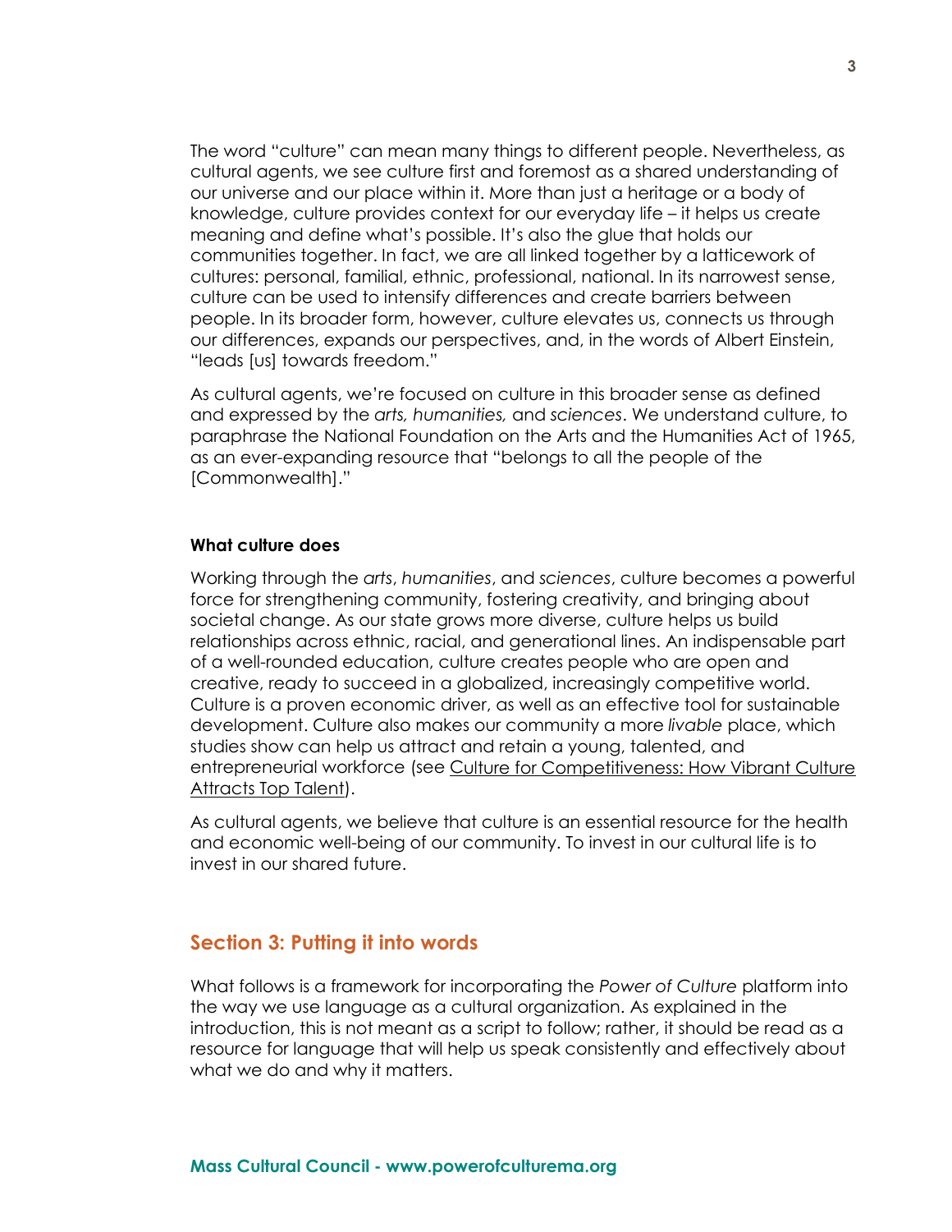The word "culture" can mean many things to different people. Nevertheless, as cultural agents, we see culture first and foremost as a shared understanding of our universe and our place within it. More than just a heritage or a body of knowledge, culture provides context for our everyday life – it helps us create meaning and define what's possible. It's also the glue that holds our communities together. In fact, we are all linked together by a latticework of cultures: personal, familial, ethnic, professional, national. In its narrowest sense, culture can be used to intensify differences and create barriers between people. In its broader form, however, culture elevates us, connects us through our differences, expands our perspectives, and, in the words of Albert Einstein, "leads [us] towards freedom."

As cultural agents, we're focused on culture in this broader sense as defined and expressed by the *arts, humanities,* and *sciences*. We understand culture, to paraphrase the National Foundation on the Arts and the Humanities Act of 1965, as an ever-expanding resource that "belongs to all the people of the [Commonwealth]."

**What culture does**

Working through the *arts*, *humanities*, and *sciences*, culture becomes a powerful force for strengthening community, fostering creativity, and bringing about societal change. As our state grows more diverse, culture helps us build relationships across ethnic, racial, and generational lines. An indispensable part of a well-rounded education, culture creates people who are open and creative, ready to succeed in a globalized, increasingly competitive world. Culture is a proven economic driver, as well as an effective tool for sustainable development. Culture also makes our community a more *livable* place, which studies show can help us attract and retain a young, talented, and entrepreneurial workforce (see Culture for Competitiveness: How Vibrant Culture Attracts Top Talent).

As cultural agents, we believe that culture is an essential resource for the health and economic well-being of our community. To invest in our cultural life is to invest in our shared future.

## Section 3: Putting it into words

What follows is a framework for incorporating the *Power of Culture* platform into the way we use language as a cultural organization. As explained in the introduction, this is not meant as a script to follow; rather, it should be read as a resource for language that will help us speak consistently and effectively about what we do and why it matters.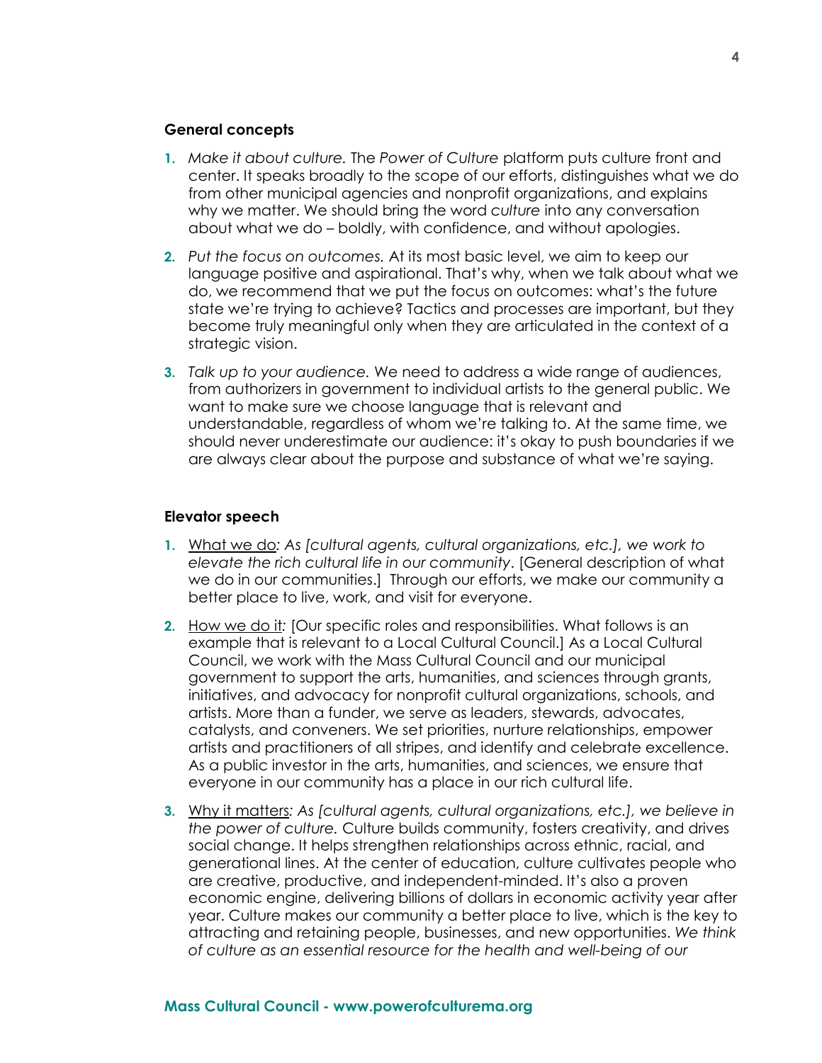### General concepts

1. *Make it about culture.* The *Power of Culture* platform puts culture front and center. It speaks broadly to the scope of our efforts, distinguishes what we do from other municipal agencies and nonprofit organizations, and explains why we matter. We should bring the word *culture* into any conversation about what we do – boldly, with confidence, and without apologies.

2. *Put the focus on outcomes.* At its most basic level, we aim to keep our language positive and aspirational. That's why, when we talk about what we do, we recommend that we put the focus on outcomes: what's the future state we're trying to achieve? Tactics and processes are important, but they become truly meaningful only when they are articulated in the context of a strategic vision.

3. *Talk up to your audience.* We need to address a wide range of audiences, from authorizers in government to individual artists to the general public. We want to make sure we choose language that is relevant and understandable, regardless of whom we're talking to. At the same time, we should never underestimate our audience: it's okay to push boundaries if we are always clear about the purpose and substance of what we're saying.

### Elevator speech

1. <u>What we do</u>*: As [cultural agents, cultural organizations, etc.], we work to elevate the rich cultural life in our community*. [General description of what we do in our communities.] Through our efforts, we make our community a better place to live, work, and visit for everyone.

2. <u>How we do it</u>*:* [Our specific roles and responsibilities. What follows is an example that is relevant to a Local Cultural Council.] As a Local Cultural Council, we work with the Mass Cultural Council and our municipal government to support the arts, humanities, and sciences through grants, initiatives, and advocacy for nonprofit cultural organizations, schools, and artists. More than a funder, we serve as leaders, stewards, advocates, catalysts, and conveners. We set priorities, nurture relationships, empower artists and practitioners of all stripes, and identify and celebrate excellence. As a public investor in the arts, humanities, and sciences, we ensure that everyone in our community has a place in our rich cultural life.

3. <u>Why it matters</u>*: As [cultural agents, cultural organizations, etc.], we believe in the power of culture.* Culture builds community, fosters creativity, and drives social change. It helps strengthen relationships across ethnic, racial, and generational lines. At the center of education, culture cultivates people who are creative, productive, and independent-minded. It's also a proven economic engine, delivering billions of dollars in economic activity year after year. Culture makes our community a better place to live, which is the key to attracting and retaining people, businesses, and new opportunities. *We think of culture as an essential resource for the health and well-being of our*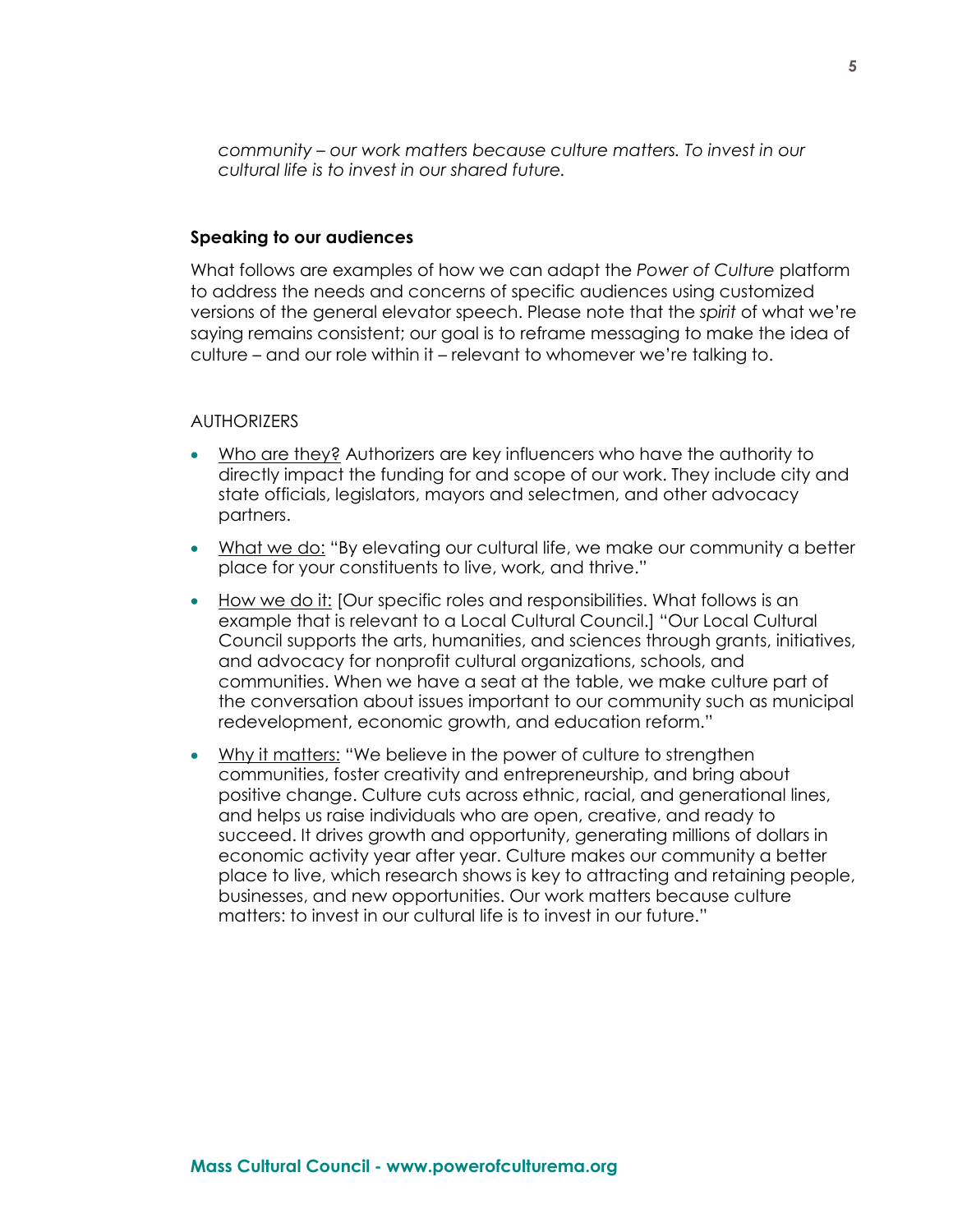*community – our work matters because culture matters. To invest in our cultural life is to invest in our shared future.*

**Speaking to our audiences**

What follows are examples of how we can adapt the *Power of Culture* platform to address the needs and concerns of specific audiences using customized versions of the general elevator speech. Please note that the *spirit* of what we're saying remains consistent; our goal is to reframe messaging to make the idea of culture – and our role within it – relevant to whomever we're talking to.

AUTHORIZERS

- <u>Who are they?</u> Authorizers are key influencers who have the authority to directly impact the funding for and scope of our work. They include city and state officials, legislators, mayors and selectmen, and other advocacy partners.
- <u>What we do:</u> "By elevating our cultural life, we make our community a better place for your constituents to live, work, and thrive."
- <u>How we do it:</u> [Our specific roles and responsibilities. What follows is an example that is relevant to a Local Cultural Council.] "Our Local Cultural Council supports the arts, humanities, and sciences through grants, initiatives, and advocacy for nonprofit cultural organizations, schools, and communities. When we have a seat at the table, we make culture part of the conversation about issues important to our community such as municipal redevelopment, economic growth, and education reform."
- <u>Why it matters:</u> "We believe in the power of culture to strengthen communities, foster creativity and entrepreneurship, and bring about positive change. Culture cuts across ethnic, racial, and generational lines, and helps us raise individuals who are open, creative, and ready to succeed. It drives growth and opportunity, generating millions of dollars in economic activity year after year. Culture makes our community a better place to live, which research shows is key to attracting and retaining people, businesses, and new opportunities. Our work matters because culture matters: to invest in our cultural life is to invest in our future."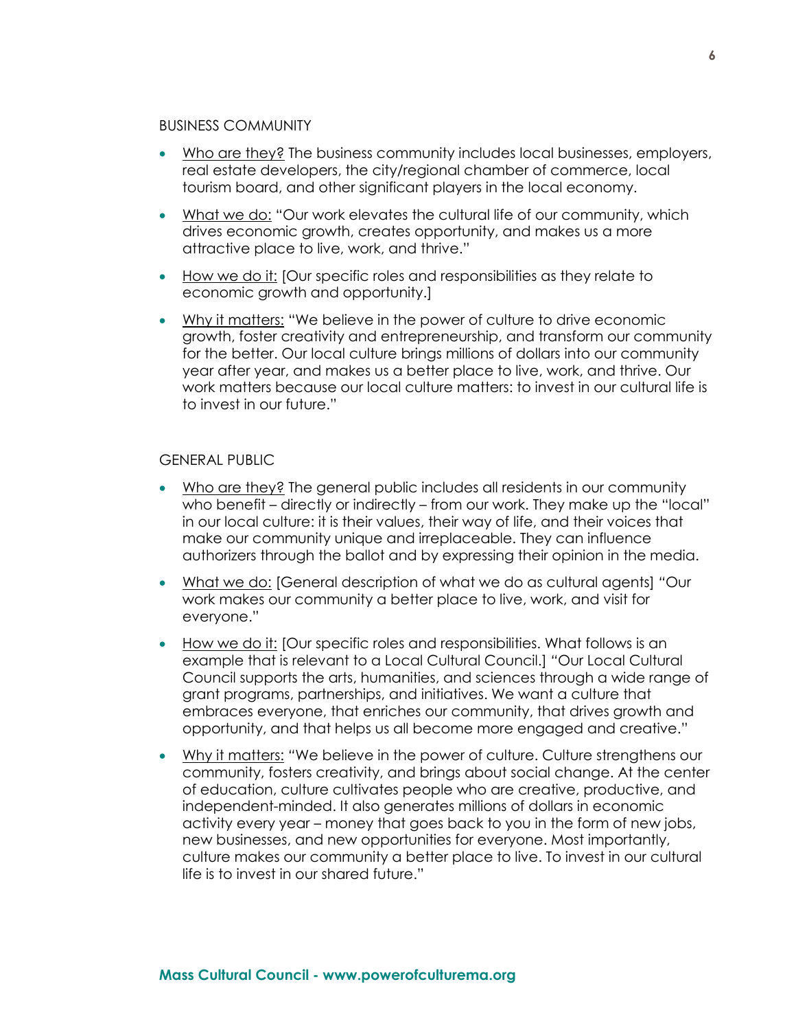## BUSINESS COMMUNITY

- Who are they? The business community includes local businesses, employers, real estate developers, the city/regional chamber of commerce, local tourism board, and other significant players in the local economy.
- What we do: "Our work elevates the cultural life of our community, which drives economic growth, creates opportunity, and makes us a more attractive place to live, work, and thrive."
- How we do it: [Our specific roles and responsibilities as they relate to economic growth and opportunity.]
- Why it matters: "We believe in the power of culture to drive economic growth, foster creativity and entrepreneurship, and transform our community for the better. Our local culture brings millions of dollars into our community year after year, and makes us a better place to live, work, and thrive. Our work matters because our local culture matters: to invest in our cultural life is to invest in our future."

## GENERAL PUBLIC

- Who are they? The general public includes all residents in our community who benefit – directly or indirectly – from our work. They make up the "local" in our local culture: it is their values, their way of life, and their voices that make our community unique and irreplaceable. They can influence authorizers through the ballot and by expressing their opinion in the media.
- What we do: [General description of what we do as cultural agents] "Our work makes our community a better place to live, work, and visit for everyone."
- How we do it: [Our specific roles and responsibilities. What follows is an example that is relevant to a Local Cultural Council.] "Our Local Cultural Council supports the arts, humanities, and sciences through a wide range of grant programs, partnerships, and initiatives. We want a culture that embraces everyone, that enriches our community, that drives growth and opportunity, and that helps us all become more engaged and creative."
- Why it matters: "We believe in the power of culture. Culture strengthens our community, fosters creativity, and brings about social change. At the center of education, culture cultivates people who are creative, productive, and independent-minded. It also generates millions of dollars in economic activity every year – money that goes back to you in the form of new jobs, new businesses, and new opportunities for everyone. Most importantly, culture makes our community a better place to live. To invest in our cultural life is to invest in our shared future."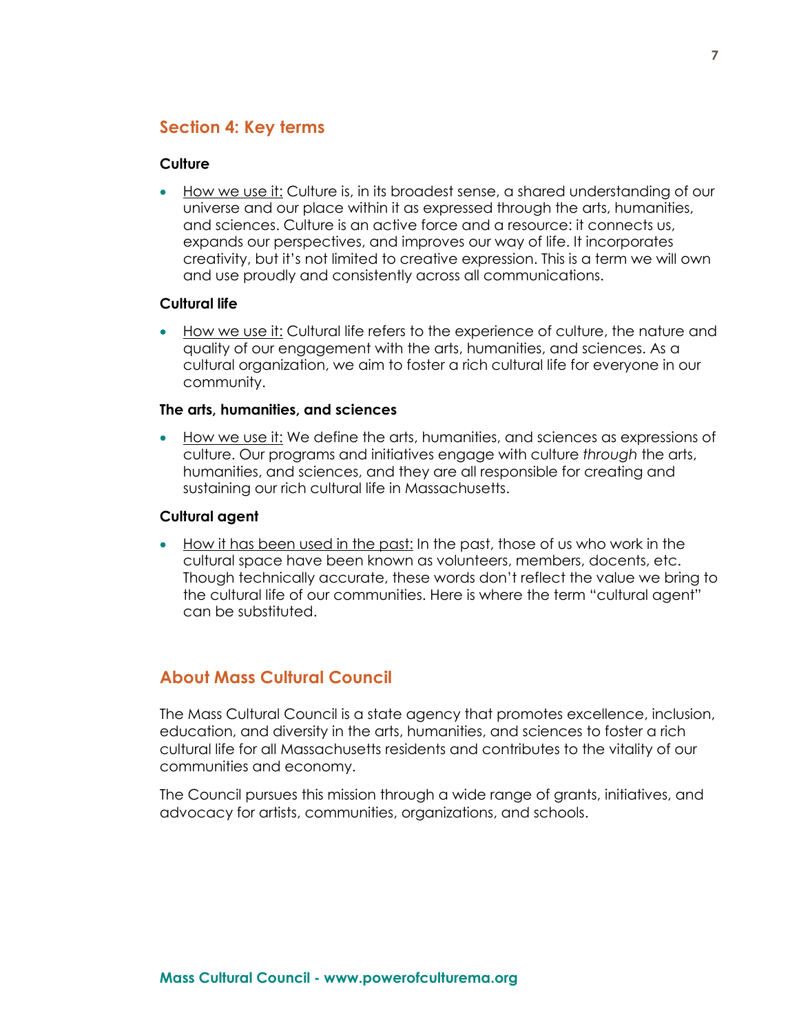## Section 4: Key terms

**Culture**

- How we use it: Culture is, in its broadest sense, a shared understanding of our universe and our place within it as expressed through the arts, humanities, and sciences. Culture is an active force and a resource: it connects us, expands our perspectives, and improves our way of life. It incorporates creativity, but it's not limited to creative expression. This is a term we will own and use proudly and consistently across all communications.

**Cultural life**

- How we use it: Cultural life refers to the experience of culture, the nature and quality of our engagement with the arts, humanities, and sciences. As a cultural organization, we aim to foster a rich cultural life for everyone in our community.

**The arts, humanities, and sciences**

- How we use it: We define the arts, humanities, and sciences as expressions of culture. Our programs and initiatives engage with culture *through* the arts, humanities, and sciences, and they are all responsible for creating and sustaining our rich cultural life in Massachusetts.

**Cultural agent**

- How it has been used in the past: In the past, those of us who work in the cultural space have been known as volunteers, members, docents, etc. Though technically accurate, these words don't reflect the value we bring to the cultural life of our communities. Here is where the term "cultural agent" can be substituted.

## About Mass Cultural Council

The Mass Cultural Council is a state agency that promotes excellence, inclusion, education, and diversity in the arts, humanities, and sciences to foster a rich cultural life for all Massachusetts residents and contributes to the vitality of our communities and economy.

The Council pursues this mission through a wide range of grants, initiatives, and advocacy for artists, communities, organizations, and schools.